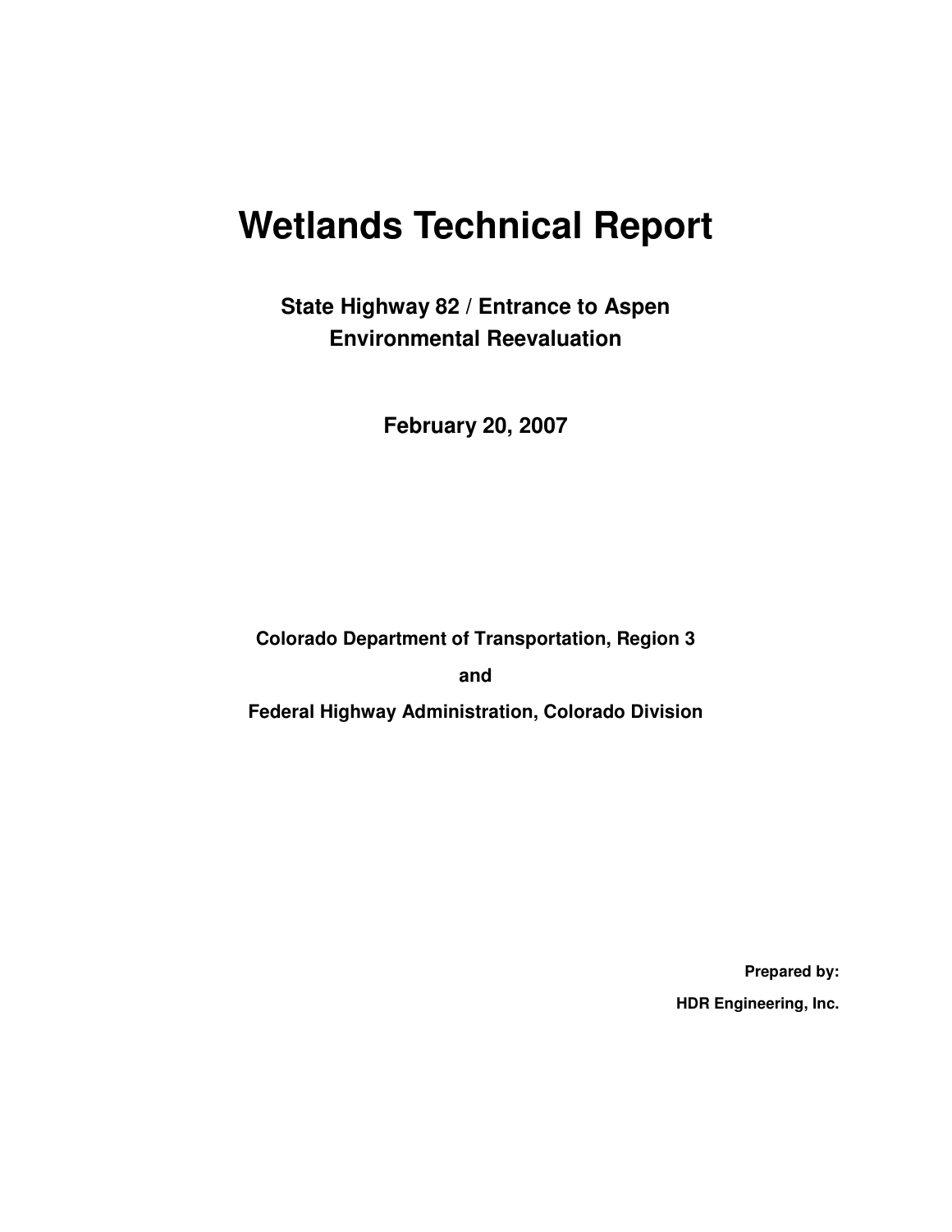# Wetlands Technical Report

## State Highway 82 / Entrance to Aspen
## Environmental Reevaluation

**February 20, 2007**

**Colorado Department of Transportation, Region 3**

**and**

**Federal Highway Administration, Colorado Division**

**Prepared by:**

**HDR Engineering, Inc.**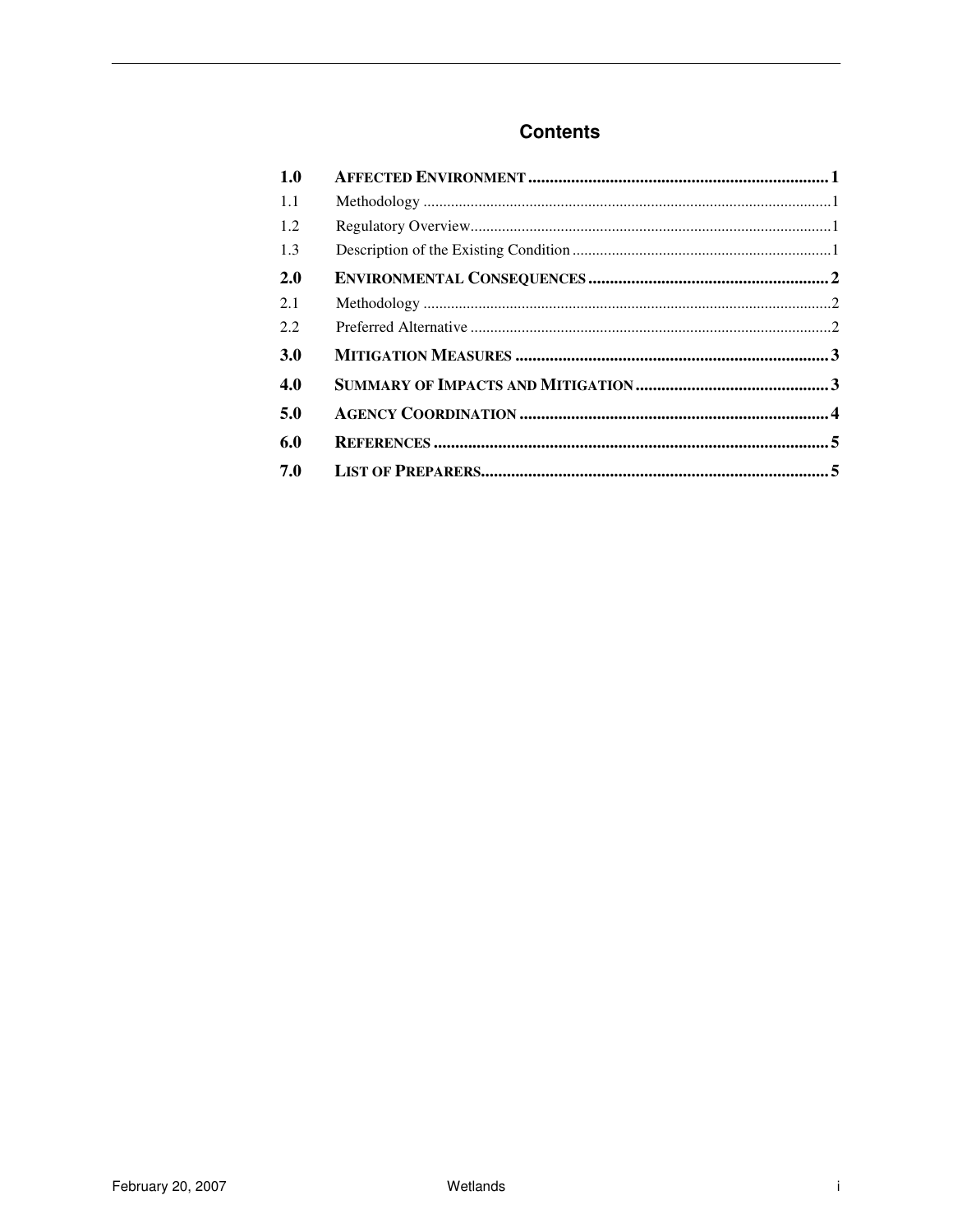# Contents

**1.0 AFFECTED ENVIRONMENT ..... 1**

1.1 Methodology ..... 1

1.2 Regulatory Overview ..... 1

1.3 Description of the Existing Condition ..... 1

**2.0 ENVIRONMENTAL CONSEQUENCES ..... 2**

2.1 Methodology ..... 2

2.2 Preferred Alternative ..... 2

**3.0 MITIGATION MEASURES ..... 3**

**4.0 SUMMARY OF IMPACTS AND MITIGATION ..... 3**

**5.0 AGENCY COORDINATION ..... 4**

**6.0 REFERENCES ..... 5**

**7.0 LIST OF PREPARERS ..... 5**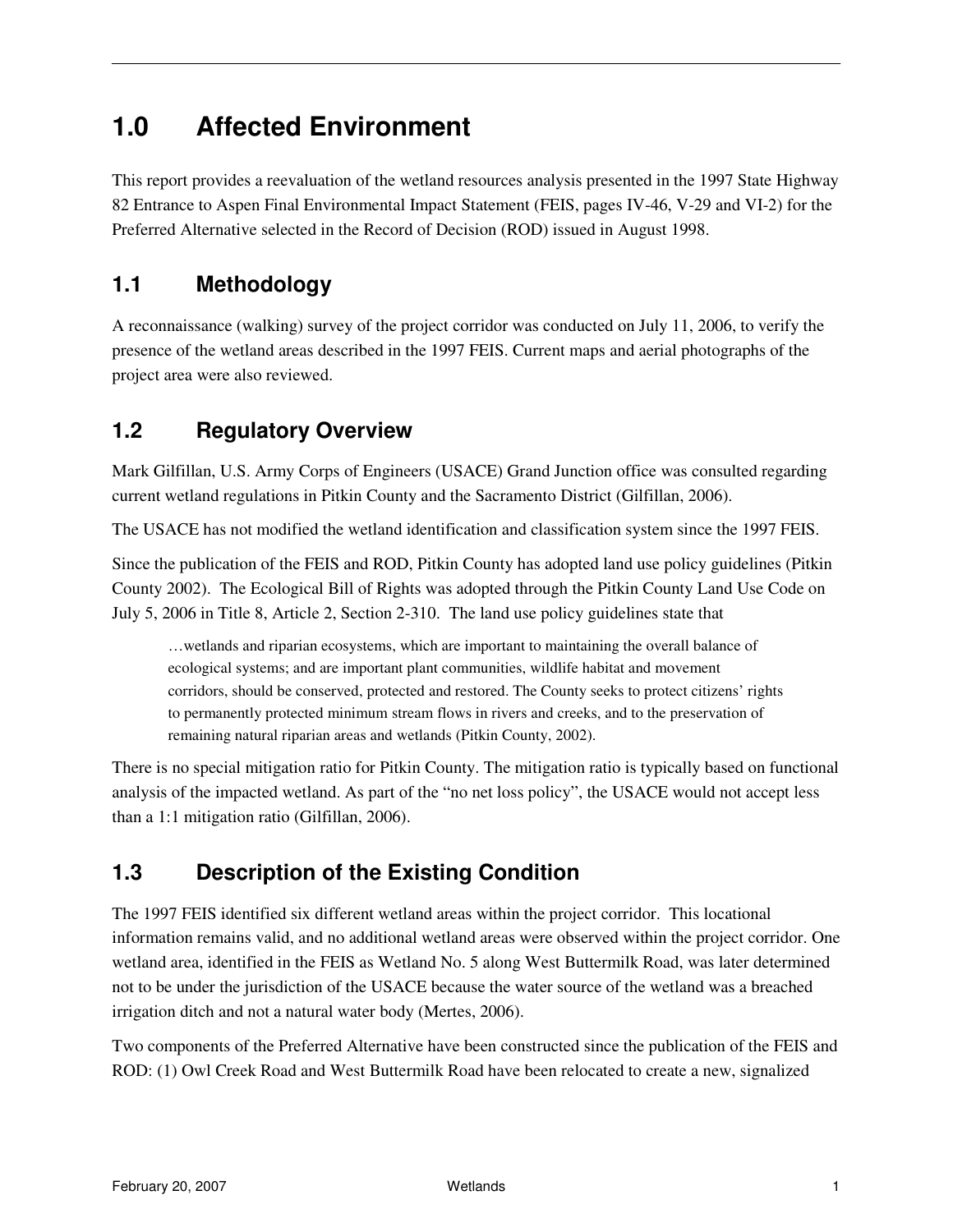# 1.0 Affected Environment

This report provides a reevaluation of the wetland resources analysis presented in the 1997 State Highway 82 Entrance to Aspen Final Environmental Impact Statement (FEIS, pages IV-46, V-29 and VI-2) for the Preferred Alternative selected in the Record of Decision (ROD) issued in August 1998.

## 1.1 Methodology

A reconnaissance (walking) survey of the project corridor was conducted on July 11, 2006, to verify the presence of the wetland areas described in the 1997 FEIS. Current maps and aerial photographs of the project area were also reviewed.

## 1.2 Regulatory Overview

Mark Gilfillan, U.S. Army Corps of Engineers (USACE) Grand Junction office was consulted regarding current wetland regulations in Pitkin County and the Sacramento District (Gilfillan, 2006).

The USACE has not modified the wetland identification and classification system since the 1997 FEIS.

Since the publication of the FEIS and ROD, Pitkin County has adopted land use policy guidelines (Pitkin County 2002). The Ecological Bill of Rights was adopted through the Pitkin County Land Use Code on July 5, 2006 in Title 8, Article 2, Section 2-310. The land use policy guidelines state that

> …wetlands and riparian ecosystems, which are important to maintaining the overall balance of ecological systems; and are important plant communities, wildlife habitat and movement corridors, should be conserved, protected and restored. The County seeks to protect citizens' rights to permanently protected minimum stream flows in rivers and creeks, and to the preservation of remaining natural riparian areas and wetlands (Pitkin County, 2002).

There is no special mitigation ratio for Pitkin County. The mitigation ratio is typically based on functional analysis of the impacted wetland. As part of the "no net loss policy", the USACE would not accept less than a 1:1 mitigation ratio (Gilfillan, 2006).

## 1.3 Description of the Existing Condition

The 1997 FEIS identified six different wetland areas within the project corridor. This locational information remains valid, and no additional wetland areas were observed within the project corridor. One wetland area, identified in the FEIS as Wetland No. 5 along West Buttermilk Road, was later determined not to be under the jurisdiction of the USACE because the water source of the wetland was a breached irrigation ditch and not a natural water body (Mertes, 2006).

Two components of the Preferred Alternative have been constructed since the publication of the FEIS and ROD: (1) Owl Creek Road and West Buttermilk Road have been relocated to create a new, signalized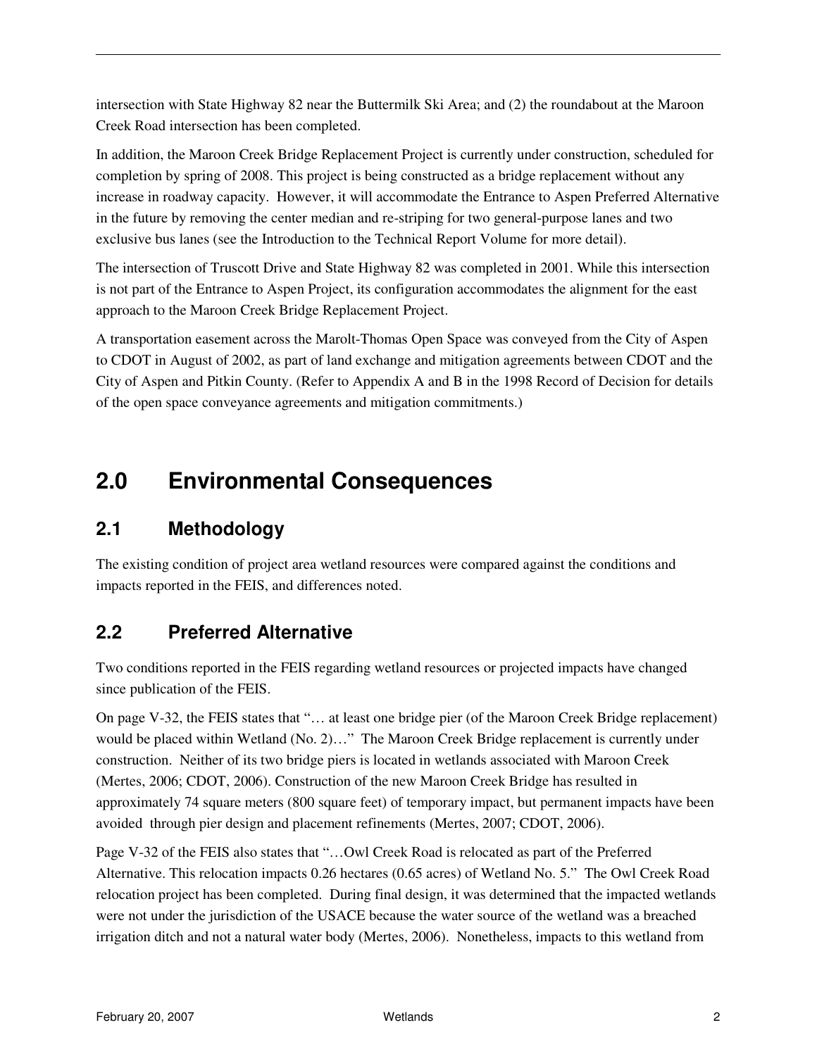intersection with State Highway 82 near the Buttermilk Ski Area; and (2) the roundabout at the Maroon Creek Road intersection has been completed.

In addition, the Maroon Creek Bridge Replacement Project is currently under construction, scheduled for completion by spring of 2008. This project is being constructed as a bridge replacement without any increase in roadway capacity. However, it will accommodate the Entrance to Aspen Preferred Alternative in the future by removing the center median and re-striping for two general-purpose lanes and two exclusive bus lanes (see the Introduction to the Technical Report Volume for more detail).

The intersection of Truscott Drive and State Highway 82 was completed in 2001. While this intersection is not part of the Entrance to Aspen Project, its configuration accommodates the alignment for the east approach to the Maroon Creek Bridge Replacement Project.

A transportation easement across the Marolt-Thomas Open Space was conveyed from the City of Aspen to CDOT in August of 2002, as part of land exchange and mitigation agreements between CDOT and the City of Aspen and Pitkin County. (Refer to Appendix A and B in the 1998 Record of Decision for details of the open space conveyance agreements and mitigation commitments.)

# 2.0 Environmental Consequences

## 2.1 Methodology

The existing condition of project area wetland resources were compared against the conditions and impacts reported in the FEIS, and differences noted.

## 2.2 Preferred Alternative

Two conditions reported in the FEIS regarding wetland resources or projected impacts have changed since publication of the FEIS.

On page V-32, the FEIS states that "… at least one bridge pier (of the Maroon Creek Bridge replacement) would be placed within Wetland (No. 2)…" The Maroon Creek Bridge replacement is currently under construction. Neither of its two bridge piers is located in wetlands associated with Maroon Creek (Mertes, 2006; CDOT, 2006). Construction of the new Maroon Creek Bridge has resulted in approximately 74 square meters (800 square feet) of temporary impact, but permanent impacts have been avoided through pier design and placement refinements (Mertes, 2007; CDOT, 2006).

Page V-32 of the FEIS also states that "…Owl Creek Road is relocated as part of the Preferred Alternative. This relocation impacts 0.26 hectares (0.65 acres) of Wetland No. 5." The Owl Creek Road relocation project has been completed. During final design, it was determined that the impacted wetlands were not under the jurisdiction of the USACE because the water source of the wetland was a breached irrigation ditch and not a natural water body (Mertes, 2006). Nonetheless, impacts to this wetland from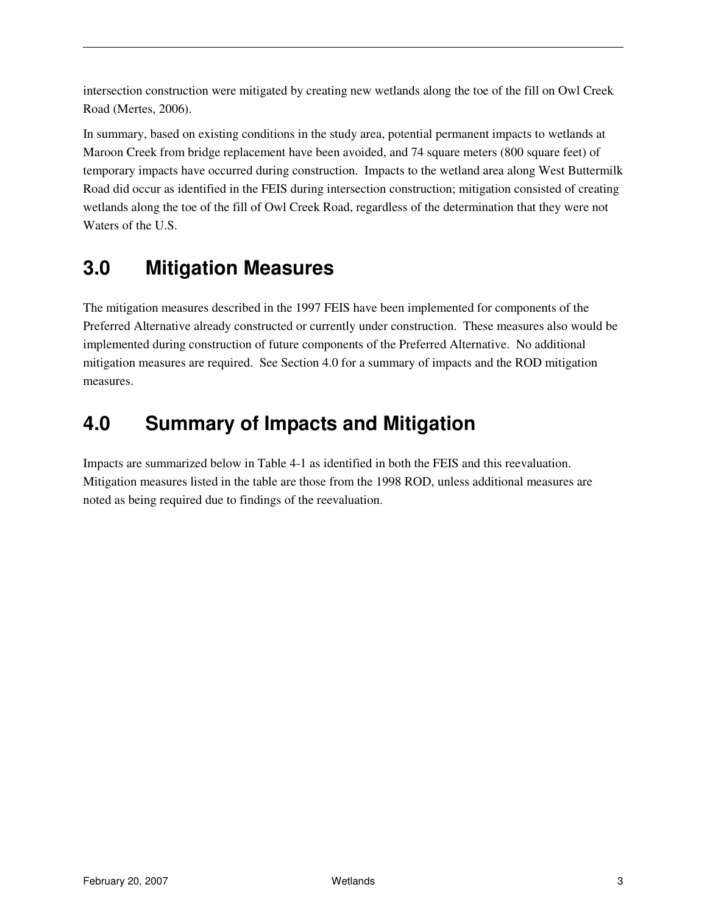intersection construction were mitigated by creating new wetlands along the toe of the fill on Owl Creek Road (Mertes, 2006).

In summary, based on existing conditions in the study area, potential permanent impacts to wetlands at Maroon Creek from bridge replacement have been avoided, and 74 square meters (800 square feet) of temporary impacts have occurred during construction. Impacts to the wetland area along West Buttermilk Road did occur as identified in the FEIS during intersection construction; mitigation consisted of creating wetlands along the toe of the fill of Owl Creek Road, regardless of the determination that they were not Waters of the U.S.

# 3.0 Mitigation Measures

The mitigation measures described in the 1997 FEIS have been implemented for components of the Preferred Alternative already constructed or currently under construction. These measures also would be implemented during construction of future components of the Preferred Alternative. No additional mitigation measures are required. See Section 4.0 for a summary of impacts and the ROD mitigation measures.

# 4.0 Summary of Impacts and Mitigation

Impacts are summarized below in Table 4-1 as identified in both the FEIS and this reevaluation. Mitigation measures listed in the table are those from the 1998 ROD, unless additional measures are noted as being required due to findings of the reevaluation.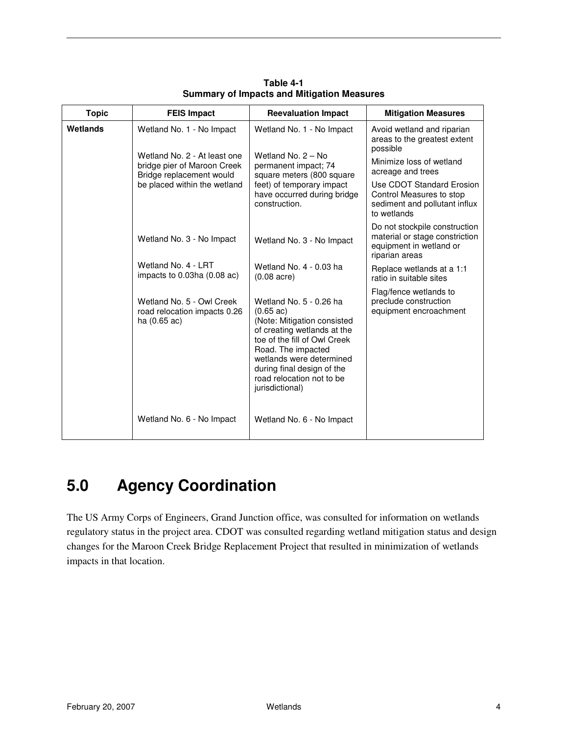**Table 4-1**
**Summary of Impacts and Mitigation Measures**

| Topic | FEIS Impact | Reevaluation Impact | Mitigation Measures |
|---|---|---|---|
| **Wetlands** | Wetland No. 1 - No Impact<br><br>Wetland No. 2 - At least one bridge pier of Maroon Creek Bridge replacement would be placed within the wetland<br><br>Wetland No. 3 - No Impact<br><br>Wetland No. 4 - LRT impacts to 0.03ha (0.08 ac)<br><br>Wetland No. 5 - Owl Creek road relocation impacts 0.26 ha (0.65 ac)<br><br>Wetland No. 6 - No Impact | Wetland No. 1 - No Impact<br><br>Wetland No. 2 – No permanent impact; 74 square meters (800 square feet) of temporary impact have occurred during bridge construction.<br><br>Wetland No. 3 - No Impact<br><br>Wetland No. 4 - 0.03 ha (0.08 acre)<br><br>Wetland No. 5 - 0.26 ha (0.65 ac) (Note: Mitigation consisted of creating wetlands at the toe of the fill of Owl Creek Road. The impacted wetlands were determined during final design of the road relocation not to be jurisdictional)<br><br>Wetland No. 6 - No Impact | Avoid wetland and riparian areas to the greatest extent possible<br><br>Minimize loss of wetland acreage and trees<br><br>Use CDOT Standard Erosion Control Measures to stop sediment and pollutant influx to wetlands<br><br>Do not stockpile construction material or stage constriction equipment in wetland or riparian areas<br><br>Replace wetlands at a 1:1 ratio in suitable sites<br><br>Flag/fence wetlands to preclude construction equipment encroachment |

# 5.0 Agency Coordination

The US Army Corps of Engineers, Grand Junction office, was consulted for information on wetlands regulatory status in the project area. CDOT was consulted regarding wetland mitigation status and design changes for the Maroon Creek Bridge Replacement Project that resulted in minimization of wetlands impacts in that location.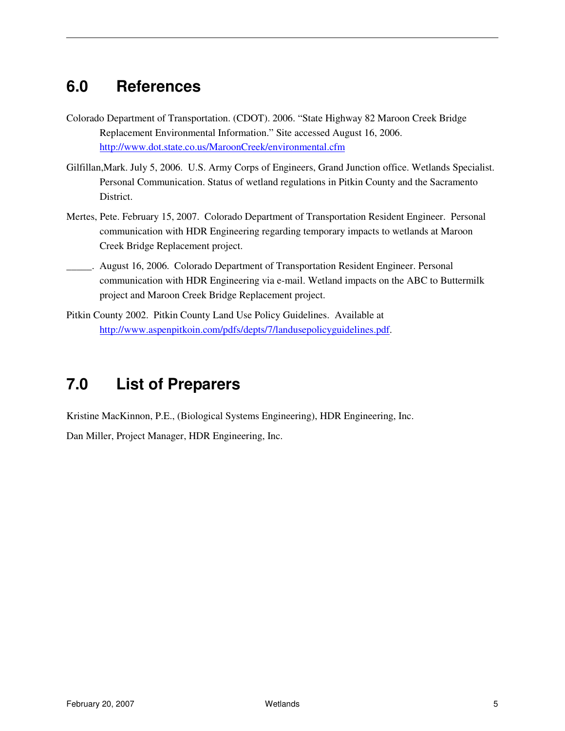## 6.0 References

Colorado Department of Transportation. (CDOT). 2006. "State Highway 82 Maroon Creek Bridge Replacement Environmental Information." Site accessed August 16, 2006. http://www.dot.state.co.us/MaroonCreek/environmental.cfm

Gilfillan,Mark. July 5, 2006. U.S. Army Corps of Engineers, Grand Junction office. Wetlands Specialist. Personal Communication. Status of wetland regulations in Pitkin County and the Sacramento District.

Mertes, Pete. February 15, 2007. Colorado Department of Transportation Resident Engineer. Personal communication with HDR Engineering regarding temporary impacts to wetlands at Maroon Creek Bridge Replacement project.

_____. August 16, 2006. Colorado Department of Transportation Resident Engineer. Personal communication with HDR Engineering via e-mail. Wetland impacts on the ABC to Buttermilk project and Maroon Creek Bridge Replacement project.

Pitkin County 2002. Pitkin County Land Use Policy Guidelines. Available at http://www.aspenpitkoin.com/pdfs/depts/7/landusepolicyguidelines.pdf.

## 7.0 List of Preparers

Kristine MacKinnon, P.E., (Biological Systems Engineering), HDR Engineering, Inc.

Dan Miller, Project Manager, HDR Engineering, Inc.